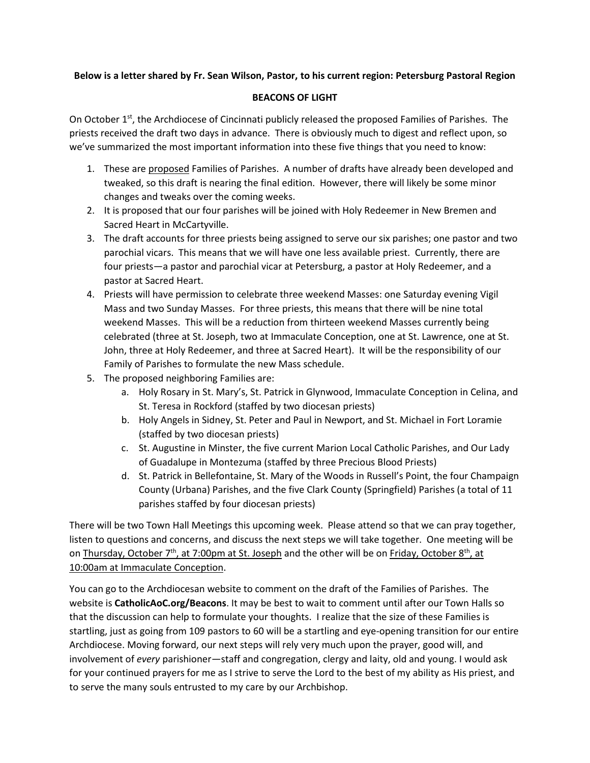**Below is a letter shared by Fr. Sean Wilson, Pastor, to his current region: Petersburg Pastoral Region**

**BEACONS OF LIGHT**

On October 1st, the Archdiocese of Cincinnati publicly released the proposed Families of Parishes. The priests received the draft two days in advance. There is obviously much to digest and reflect upon, so we've summarized the most important information into these five things that you need to know:

1. These are <u>proposed</u> Families of Parishes. A number of drafts have already been developed and tweaked, so this draft is nearing the final edition. However, there will likely be some minor changes and tweaks over the coming weeks.
2. It is proposed that our four parishes will be joined with Holy Redeemer in New Bremen and Sacred Heart in McCartyville.
3. The draft accounts for three priests being assigned to serve our six parishes; one pastor and two parochial vicars. This means that we will have one less available priest. Currently, there are four priests—a pastor and parochial vicar at Petersburg, a pastor at Holy Redeemer, and a pastor at Sacred Heart.
4. Priests will have permission to celebrate three weekend Masses: one Saturday evening Vigil Mass and two Sunday Masses. For three priests, this means that there will be nine total weekend Masses. This will be a reduction from thirteen weekend Masses currently being celebrated (three at St. Joseph, two at Immaculate Conception, one at St. Lawrence, one at St. John, three at Holy Redeemer, and three at Sacred Heart). It will be the responsibility of our Family of Parishes to formulate the new Mass schedule.
5. The proposed neighboring Families are:
   a. Holy Rosary in St. Mary's, St. Patrick in Glynwood, Immaculate Conception in Celina, and St. Teresa in Rockford (staffed by two diocesan priests)
   b. Holy Angels in Sidney, St. Peter and Paul in Newport, and St. Michael in Fort Loramie (staffed by two diocesan priests)
   c. St. Augustine in Minster, the five current Marion Local Catholic Parishes, and Our Lady of Guadalupe in Montezuma (staffed by three Precious Blood Priests)
   d. St. Patrick in Bellefontaine, St. Mary of the Woods in Russell's Point, the four Champaign County (Urbana) Parishes, and the five Clark County (Springfield) Parishes (a total of 11 parishes staffed by four diocesan priests)

There will be two Town Hall Meetings this upcoming week. Please attend so that we can pray together, listen to questions and concerns, and discuss the next steps we will take together. One meeting will be on <u>Thursday, October 7th, at 7:00pm at St. Joseph</u> and the other will be on <u>Friday, October 8th, at 10:00am at Immaculate Conception</u>.

You can go to the Archdiocesan website to comment on the draft of the Families of Parishes. The website is **CatholicAoC.org/Beacons**. It may be best to wait to comment until after our Town Halls so that the discussion can help to formulate your thoughts. I realize that the size of these Families is startling, just as going from 109 pastors to 60 will be a startling and eye-opening transition for our entire Archdiocese. Moving forward, our next steps will rely very much upon the prayer, good will, and involvement of *every* parishioner—staff and congregation, clergy and laity, old and young. I would ask for your continued prayers for me as I strive to serve the Lord to the best of my ability as His priest, and to serve the many souls entrusted to my care by our Archbishop.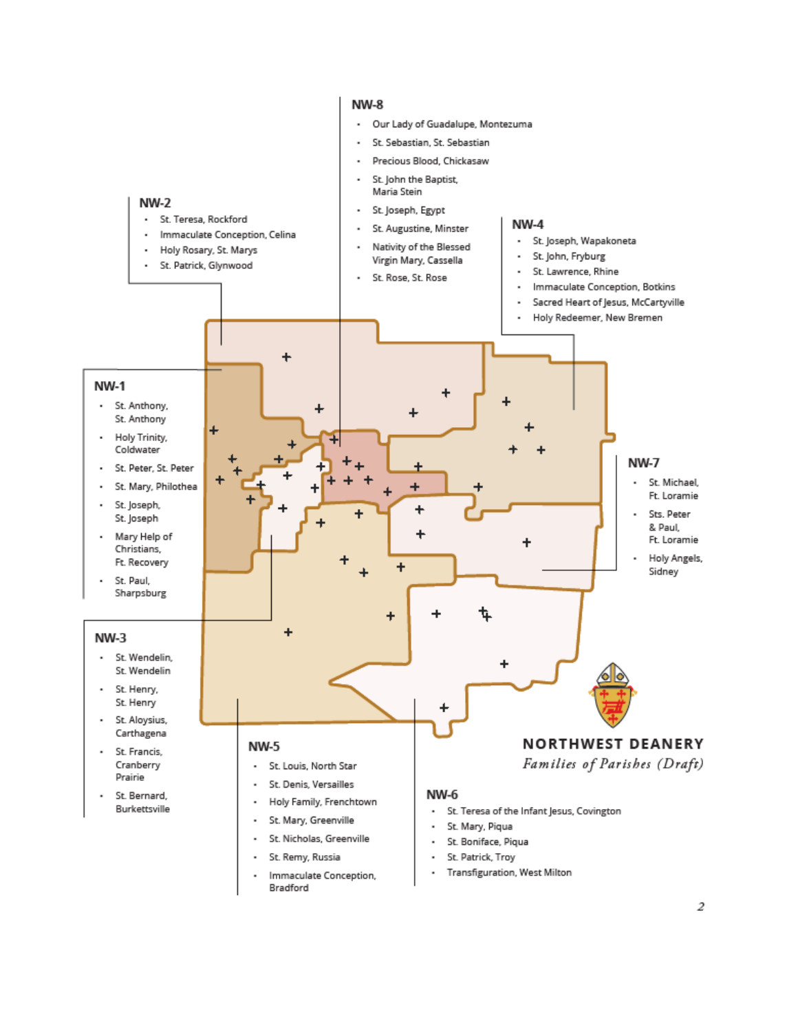## NW-8

- Our Lady of Guadalupe, Montezuma
- St. Sebastian, St. Sebastian
- Precious Blood, Chickasaw
- St. John the Baptist, Maria Stein
- St. Joseph, Egypt
- St. Augustine, Minster
- Nativity of the Blessed Virgin Mary, Cassella
- St. Rose, St. Rose

## NW-2

- St. Teresa, Rockford
- Immaculate Conception, Celina
- Holy Rosary, St. Marys
- St. Patrick, Glynwood

## NW-4

- St. Joseph, Wapakoneta
- St. John, Fryburg
- St. Lawrence, Rhine
- Immaculate Conception, Botkins
- Sacred Heart of Jesus, McCartyville
- Holy Redeemer, New Bremen

## NW-1

- St. Anthony, St. Anthony
- Holy Trinity, Coldwater
- St. Peter, St. Peter
- St. Mary, Philothea
- St. Joseph, St. Joseph
- Mary Help of Christians, Ft. Recovery
- St. Paul, Sharpsburg

## NW-7

- St. Michael, Ft. Loramie
- Sts. Peter & Paul, Ft. Loramie
- Holy Angels, Sidney

## NW-3

- St. Wendelin, St. Wendelin
- St. Henry, St. Henry
- St. Aloysius, Carthagena
- St. Francis, Cranberry Prairie
- St. Bernard, Burkettsville

## NW-5

- St. Louis, North Star
- St. Denis, Versailles
- Holy Family, Frenchtown
- St. Mary, Greenville
- St. Nicholas, Greenville
- St. Remy, Russia
- Immaculate Conception, Bradford

## NW-6

- St. Teresa of the Infant Jesus, Covington
- St. Mary, Piqua
- St. Boniface, Piqua
- St. Patrick, Troy
- Transfiguration, West Milton

**NORTHWEST DEANERY**

*Families of Parishes (Draft)*